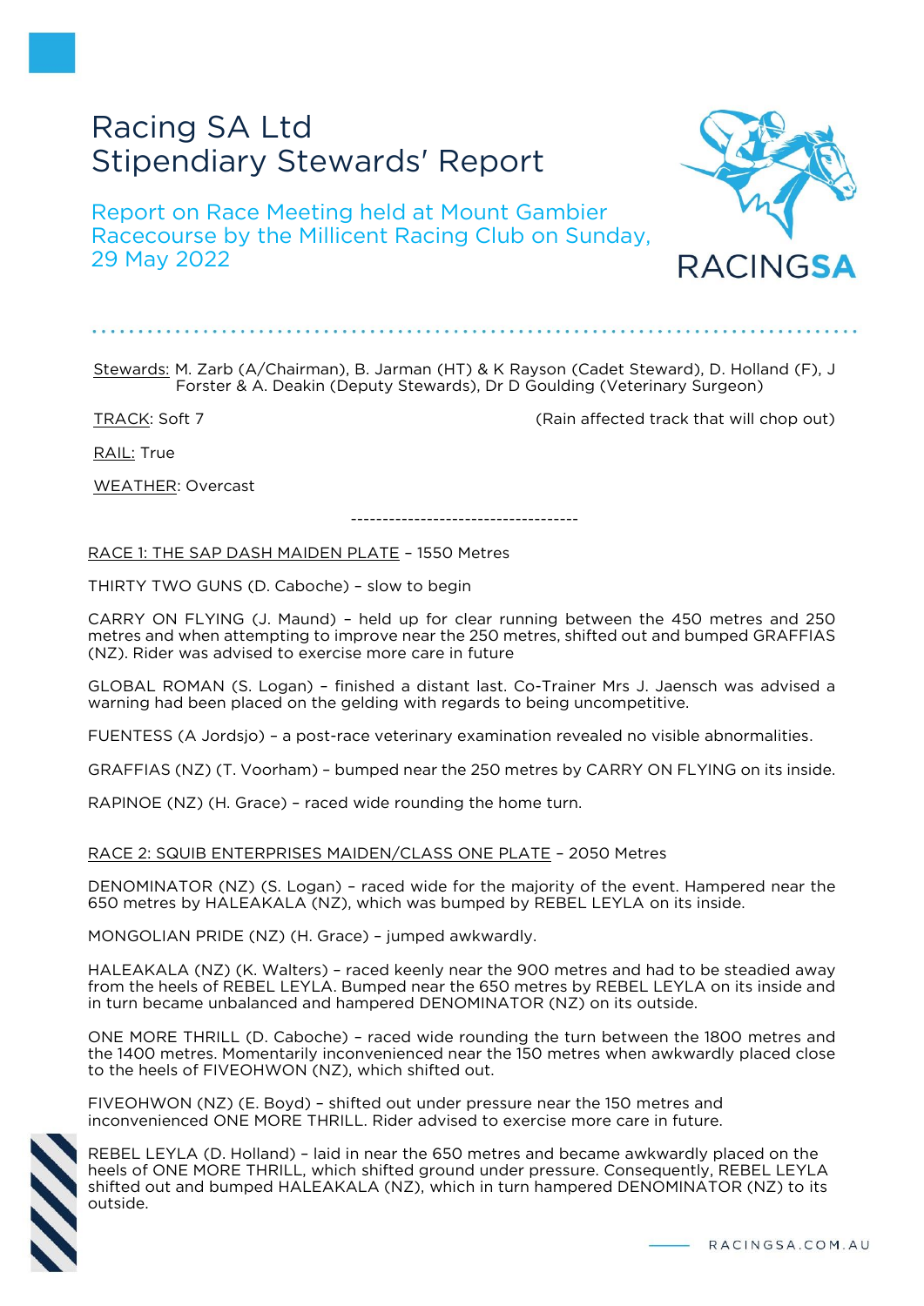# Racing SA Ltd
# Stipendiary Stewards' Report

## Report on Race Meeting held at Mount Gambier Racecourse by the Millicent Racing Club on Sunday, 29 May 2022

Stewards: M. Zarb (A/Chairman), B. Jarman (HT) & K Rayson (Cadet Steward), D. Holland (F), J Forster & A. Deakin (Deputy Stewards), Dr D Goulding (Veterinary Surgeon)

TRACK: Soft 7 (Rain affected track that will chop out)

RAIL: True

WEATHER: Overcast

------------------------------------

RACE 1: THE SAP DASH MAIDEN PLATE – 1550 Metres

THIRTY TWO GUNS (D. Caboche) – slow to begin

CARRY ON FLYING (J. Maund) – held up for clear running between the 450 metres and 250 metres and when attempting to improve near the 250 metres, shifted out and bumped GRAFFIAS (NZ). Rider was advised to exercise more care in future

GLOBAL ROMAN (S. Logan) – finished a distant last. Co-Trainer Mrs J. Jaensch was advised a warning had been placed on the gelding with regards to being uncompetitive.

FUENTESS (A Jordsjo) – a post-race veterinary examination revealed no visible abnormalities.

GRAFFIAS (NZ) (T. Voorham) – bumped near the 250 metres by CARRY ON FLYING on its inside.

RAPINOE (NZ) (H. Grace) – raced wide rounding the home turn.

RACE 2: SQUIB ENTERPRISES MAIDEN/CLASS ONE PLATE – 2050 Metres

DENOMINATOR (NZ) (S. Logan) – raced wide for the majority of the event. Hampered near the 650 metres by HALEAKALA (NZ), which was bumped by REBEL LEYLA on its inside.

MONGOLIAN PRIDE (NZ) (H. Grace) – jumped awkwardly.

HALEAKALA (NZ) (K. Walters) – raced keenly near the 900 metres and had to be steadied away from the heels of REBEL LEYLA. Bumped near the 650 metres by REBEL LEYLA on its inside and in turn became unbalanced and hampered DENOMINATOR (NZ) on its outside.

ONE MORE THRILL (D. Caboche) – raced wide rounding the turn between the 1800 metres and the 1400 metres. Momentarily inconvenienced near the 150 metres when awkwardly placed close to the heels of FIVEOHWON (NZ), which shifted out.

FIVEOHWON (NZ) (E. Boyd) – shifted out under pressure near the 150 metres and inconvenienced ONE MORE THRILL. Rider advised to exercise more care in future.

REBEL LEYLA (D. Holland) – laid in near the 650 metres and became awkwardly placed on the heels of ONE MORE THRILL, which shifted ground under pressure. Consequently, REBEL LEYLA shifted out and bumped HALEAKALA (NZ), which in turn hampered DENOMINATOR (NZ) to its outside.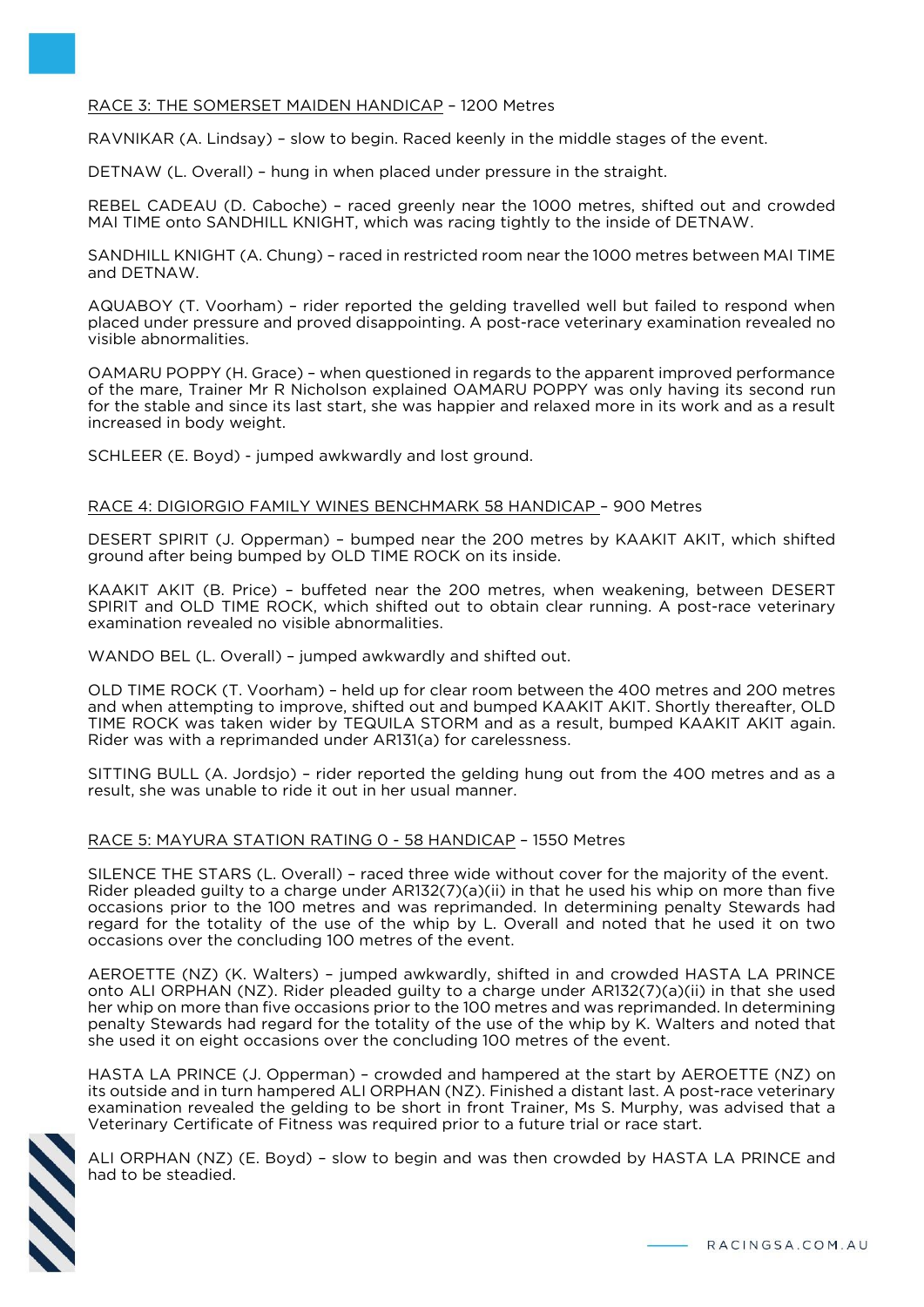RACE 3: THE SOMERSET MAIDEN HANDICAP – 1200 Metres

RAVNIKAR (A. Lindsay) – slow to begin. Raced keenly in the middle stages of the event.

DETNAW (L. Overall) – hung in when placed under pressure in the straight.

REBEL CADEAU (D. Caboche) – raced greenly near the 1000 metres, shifted out and crowded MAI TIME onto SANDHILL KNIGHT, which was racing tightly to the inside of DETNAW.

SANDHILL KNIGHT (A. Chung) – raced in restricted room near the 1000 metres between MAI TIME and DETNAW.

AQUABOY (T. Voorham) – rider reported the gelding travelled well but failed to respond when placed under pressure and proved disappointing. A post-race veterinary examination revealed no visible abnormalities.

OAMARU POPPY (H. Grace) – when questioned in regards to the apparent improved performance of the mare, Trainer Mr R Nicholson explained OAMARU POPPY was only having its second run for the stable and since its last start, she was happier and relaxed more in its work and as a result increased in body weight.

SCHLEER (E. Boyd) - jumped awkwardly and lost ground.

RACE 4: DIGIORGIO FAMILY WINES BENCHMARK 58 HANDICAP – 900 Metres

DESERT SPIRIT (J. Opperman) – bumped near the 200 metres by KAAKIT AKIT, which shifted ground after being bumped by OLD TIME ROCK on its inside.

KAAKIT AKIT (B. Price) – buffeted near the 200 metres, when weakening, between DESERT SPIRIT and OLD TIME ROCK, which shifted out to obtain clear running. A post-race veterinary examination revealed no visible abnormalities.

WANDO BEL (L. Overall) – jumped awkwardly and shifted out.

OLD TIME ROCK (T. Voorham) – held up for clear room between the 400 metres and 200 metres and when attempting to improve, shifted out and bumped KAAKIT AKIT. Shortly thereafter, OLD TIME ROCK was taken wider by TEQUILA STORM and as a result, bumped KAAKIT AKIT again. Rider was with a reprimanded under AR131(a) for carelessness.

SITTING BULL (A. Jordsjo) – rider reported the gelding hung out from the 400 metres and as a result, she was unable to ride it out in her usual manner.

RACE 5: MAYURA STATION RATING 0 - 58 HANDICAP – 1550 Metres

SILENCE THE STARS (L. Overall) – raced three wide without cover for the majority of the event. Rider pleaded guilty to a charge under AR132(7)(a)(ii) in that he used his whip on more than five occasions prior to the 100 metres and was reprimanded. In determining penalty Stewards had regard for the totality of the use of the whip by L. Overall and noted that he used it on two occasions over the concluding 100 metres of the event.

AEROETTE (NZ) (K. Walters) – jumped awkwardly, shifted in and crowded HASTA LA PRINCE onto ALI ORPHAN (NZ). Rider pleaded guilty to a charge under AR132(7)(a)(ii) in that she used her whip on more than five occasions prior to the 100 metres and was reprimanded. In determining penalty Stewards had regard for the totality of the use of the whip by K. Walters and noted that she used it on eight occasions over the concluding 100 metres of the event.

HASTA LA PRINCE (J. Opperman) – crowded and hampered at the start by AEROETTE (NZ) on its outside and in turn hampered ALI ORPHAN (NZ). Finished a distant last. A post-race veterinary examination revealed the gelding to be short in front Trainer, Ms S. Murphy, was advised that a Veterinary Certificate of Fitness was required prior to a future trial or race start.

ALI ORPHAN (NZ) (E. Boyd) – slow to begin and was then crowded by HASTA LA PRINCE and had to be steadied.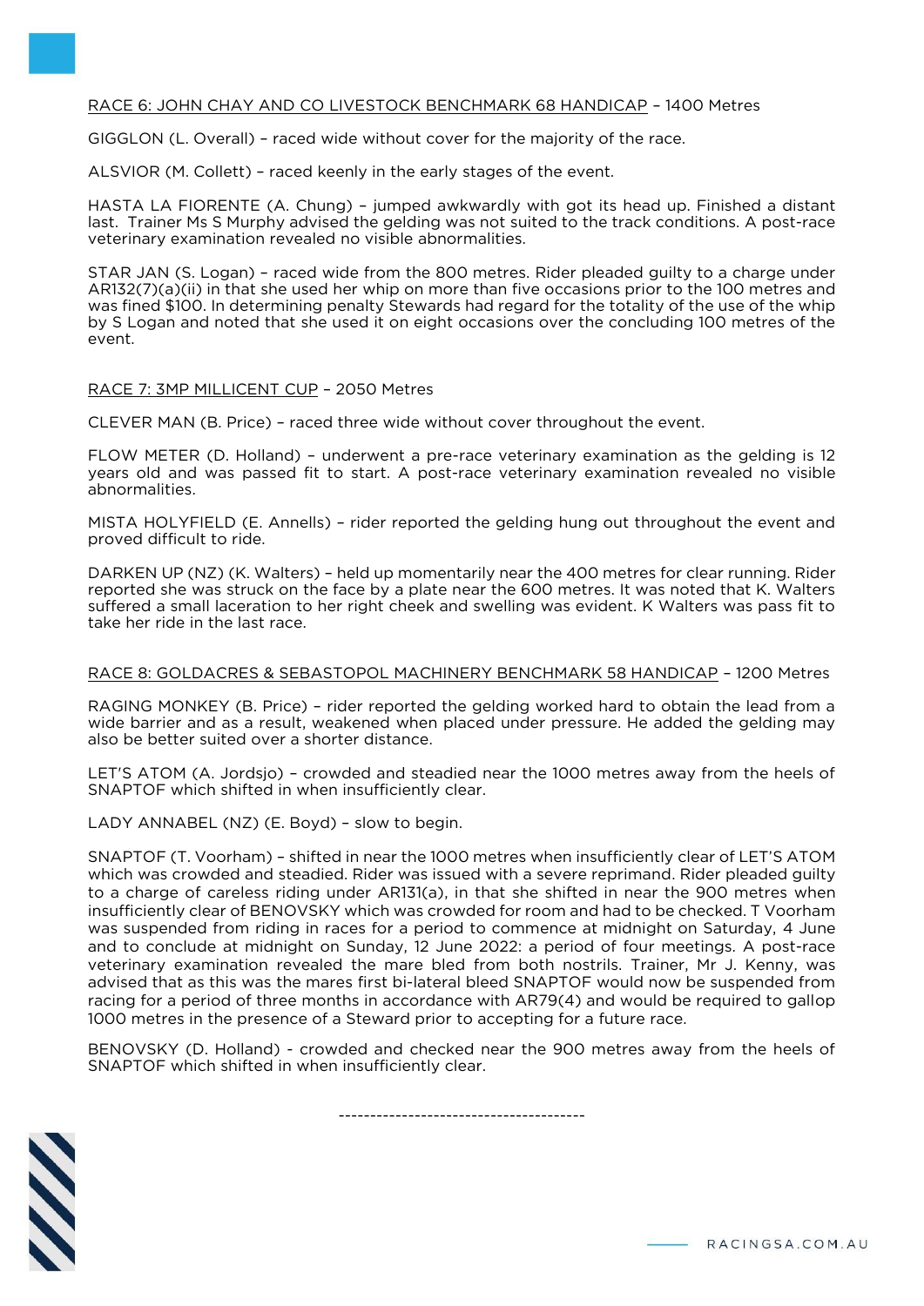RACE 6: JOHN CHAY AND CO LIVESTOCK BENCHMARK 68 HANDICAP – 1400 Metres

GIGGLON (L. Overall) – raced wide without cover for the majority of the race.

ALSVIOR (M. Collett) – raced keenly in the early stages of the event.

HASTA LA FIORENTE (A. Chung) – jumped awkwardly with got its head up. Finished a distant last. Trainer Ms S Murphy advised the gelding was not suited to the track conditions. A post-race veterinary examination revealed no visible abnormalities.

STAR JAN (S. Logan) – raced wide from the 800 metres. Rider pleaded guilty to a charge under AR132(7)(a)(ii) in that she used her whip on more than five occasions prior to the 100 metres and was fined $100. In determining penalty Stewards had regard for the totality of the use of the whip by S Logan and noted that she used it on eight occasions over the concluding 100 metres of the event.

RACE 7: 3MP MILLICENT CUP – 2050 Metres

CLEVER MAN (B. Price) – raced three wide without cover throughout the event.

FLOW METER (D. Holland) – underwent a pre-race veterinary examination as the gelding is 12 years old and was passed fit to start. A post-race veterinary examination revealed no visible abnormalities.

MISTA HOLYFIELD (E. Annells) – rider reported the gelding hung out throughout the event and proved difficult to ride.

DARKEN UP (NZ) (K. Walters) – held up momentarily near the 400 metres for clear running. Rider reported she was struck on the face by a plate near the 600 metres. It was noted that K. Walters suffered a small laceration to her right cheek and swelling was evident. K Walters was pass fit to take her ride in the last race.

RACE 8: GOLDACRES & SEBASTOPOL MACHINERY BENCHMARK 58 HANDICAP – 1200 Metres

RAGING MONKEY (B. Price) – rider reported the gelding worked hard to obtain the lead from a wide barrier and as a result, weakened when placed under pressure. He added the gelding may also be better suited over a shorter distance.

LET'S ATOM (A. Jordsjo) – crowded and steadied near the 1000 metres away from the heels of SNAPTOF which shifted in when insufficiently clear.

LADY ANNABEL (NZ) (E. Boyd) – slow to begin.

SNAPTOF (T. Voorham) – shifted in near the 1000 metres when insufficiently clear of LET'S ATOM which was crowded and steadied. Rider was issued with a severe reprimand. Rider pleaded guilty to a charge of careless riding under AR131(a), in that she shifted in near the 900 metres when insufficiently clear of BENOVSKY which was crowded for room and had to be checked. T Voorham was suspended from riding in races for a period to commence at midnight on Saturday, 4 June and to conclude at midnight on Sunday, 12 June 2022: a period of four meetings. A post-race veterinary examination revealed the mare bled from both nostrils. Trainer, Mr J. Kenny, was advised that as this was the mares first bi-lateral bleed SNAPTOF would now be suspended from racing for a period of three months in accordance with AR79(4) and would be required to gallop 1000 metres in the presence of a Steward prior to accepting for a future race.

BENOVSKY (D. Holland) - crowded and checked near the 900 metres away from the heels of SNAPTOF which shifted in when insufficiently clear.

---------------------------------------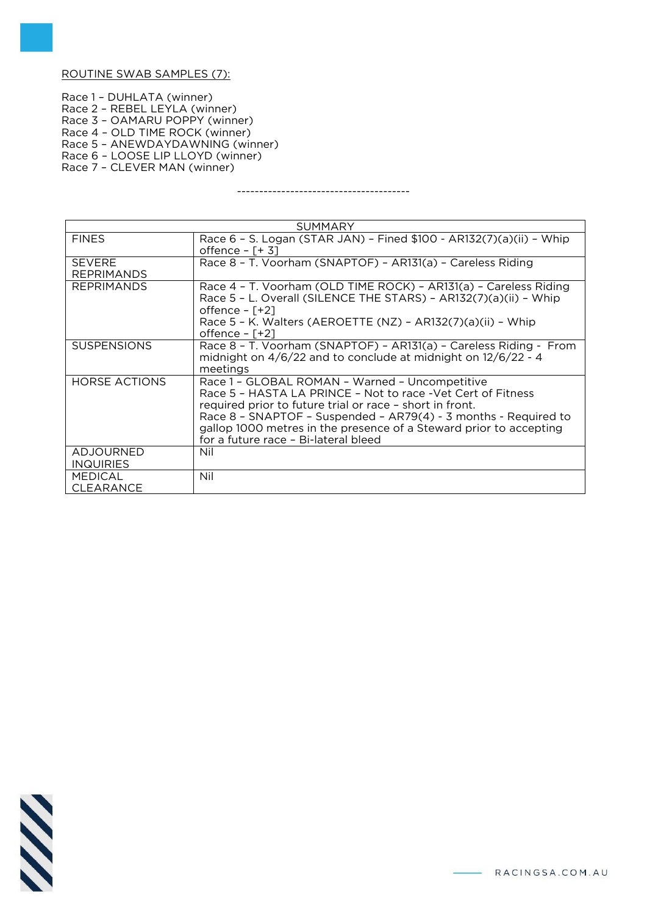ROUTINE SWAB SAMPLES (7):

Race 1 – DUHLATA (winner)
Race 2 – REBEL LEYLA (winner)
Race 3 – OAMARU POPPY (winner)
Race 4 – OLD TIME ROCK (winner)
Race 5 – ANEWDAYDAWNING (winner)
Race 6 – LOOSE LIP LLOYD (winner)
Race 7 – CLEVER MAN (winner)

---------------------------------------

| SUMMARY | |
|---|---|
| FINES | Race 6 – S. Logan (STAR JAN) – Fined $100 - AR132(7)(a)(ii) – Whip offence – [+ 3] |
| SEVERE REPRIMANDS | Race 8 – T. Voorham (SNAPTOF) – AR131(a) – Careless Riding |
| REPRIMANDS | Race 4 – T. Voorham (OLD TIME ROCK) – AR131(a) – Careless Riding<br>Race 5 – L. Overall (SILENCE THE STARS) – AR132(7)(a)(ii) – Whip offence – [+2]<br>Race 5 – K. Walters (AEROETTE (NZ) – AR132(7)(a)(ii) – Whip offence – [+2] |
| SUSPENSIONS | Race 8 – T. Voorham (SNAPTOF) – AR131(a) – Careless Riding - From midnight on 4/6/22 and to conclude at midnight on 12/6/22 - 4 meetings |
| HORSE ACTIONS | Race 1 – GLOBAL ROMAN – Warned – Uncompetitive<br>Race 5 – HASTA LA PRINCE – Not to race -Vet Cert of Fitness required prior to future trial or race – short in front.<br>Race 8 – SNAPTOF – Suspended – AR79(4) - 3 months - Required to gallop 1000 metres in the presence of a Steward prior to accepting for a future race – Bi-lateral bleed |
| ADJOURNED INQUIRIES | Nil |
| MEDICAL CLEARANCE | Nil |